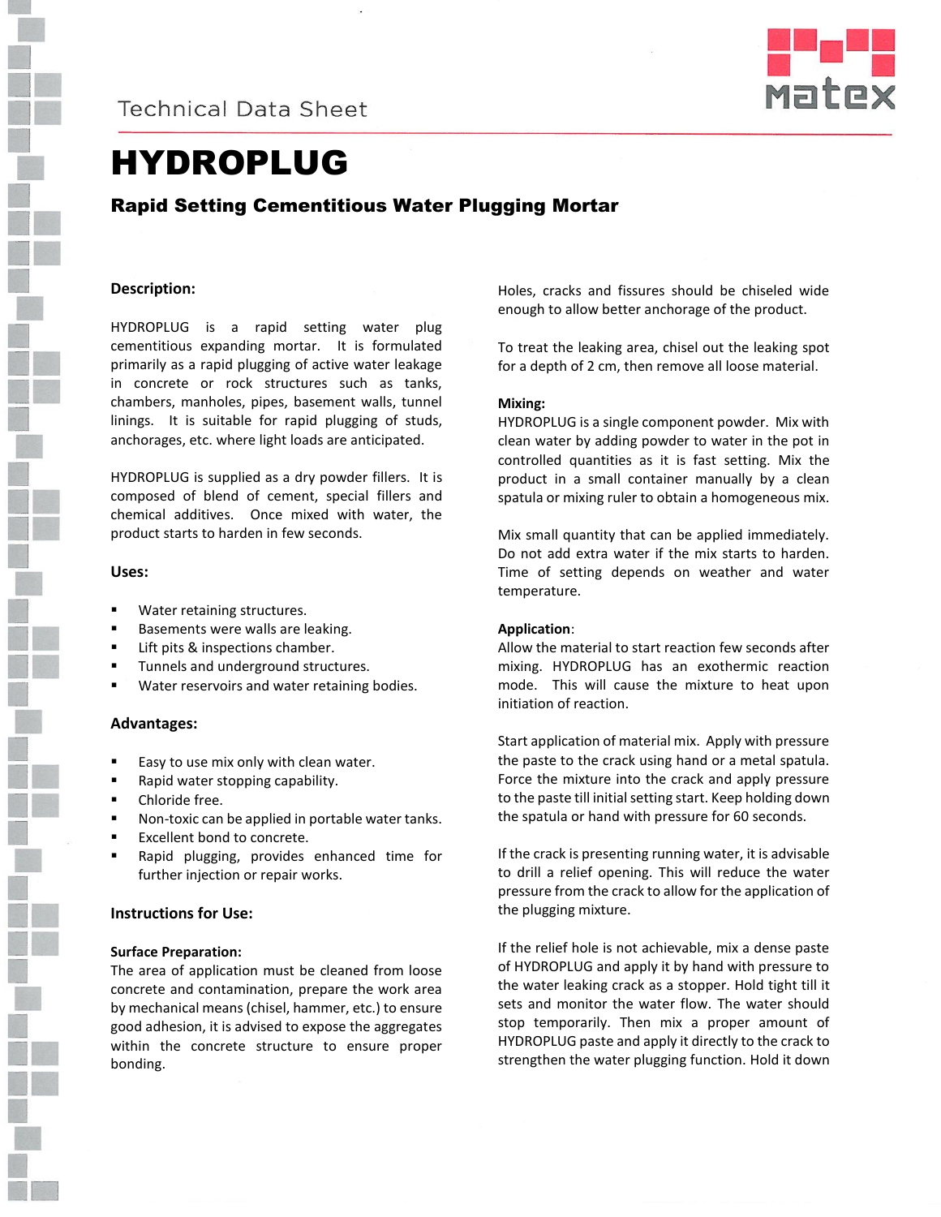Technical Data Sheet

# HYDROPLUG

## Rapid Setting Cementitious Water Plugging Mortar

### Description:

HYDROPLUG is a rapid setting water plug cementitious expanding mortar. It is formulated primarily as a rapid plugging of active water leakage in concrete or rock structures such as tanks, chambers, manholes, pipes, basement walls, tunnel linings. It is suitable for rapid plugging of studs, anchorages, etc. where light loads are anticipated.

HYDROPLUG is supplied as a dry powder fillers. It is composed of blend of cement, special fillers and chemical additives. Once mixed with water, the product starts to harden in few seconds.

### Uses:

- Water retaining structures.
- Basements were walls are leaking.
- Lift pits & inspections chamber.
- Tunnels and underground structures.
- Water reservoirs and water retaining bodies.

### Advantages:

- Easy to use mix only with clean water.
- Rapid water stopping capability.
- Chloride free.
- Non-toxic can be applied in portable water tanks.
- Excellent bond to concrete.
- Rapid plugging, provides enhanced time for further injection or repair works.

### Instructions for Use:

**Surface Preparation:**
The area of application must be cleaned from loose concrete and contamination, prepare the work area by mechanical means (chisel, hammer, etc.) to ensure good adhesion, it is advised to expose the aggregates within the concrete structure to ensure proper bonding.

Holes, cracks and fissures should be chiseled wide enough to allow better anchorage of the product.

To treat the leaking area, chisel out the leaking spot for a depth of 2 cm, then remove all loose material.

**Mixing:**
HYDROPLUG is a single component powder. Mix with clean water by adding powder to water in the pot in controlled quantities as it is fast setting. Mix the product in a small container manually by a clean spatula or mixing ruler to obtain a homogeneous mix.

Mix small quantity that can be applied immediately. Do not add extra water if the mix starts to harden. Time of setting depends on weather and water temperature.

**Application**:
Allow the material to start reaction few seconds after mixing. HYDROPLUG has an exothermic reaction mode. This will cause the mixture to heat upon initiation of reaction.

Start application of material mix. Apply with pressure the paste to the crack using hand or a metal spatula. Force the mixture into the crack and apply pressure to the paste till initial setting start. Keep holding down the spatula or hand with pressure for 60 seconds.

If the crack is presenting running water, it is advisable to drill a relief opening. This will reduce the water pressure from the crack to allow for the application of the plugging mixture.

If the relief hole is not achievable, mix a dense paste of HYDROPLUG and apply it by hand with pressure to the water leaking crack as a stopper. Hold tight till it sets and monitor the water flow. The water should stop temporarily. Then mix a proper amount of HYDROPLUG paste and apply it directly to the crack to strengthen the water plugging function. Hold it down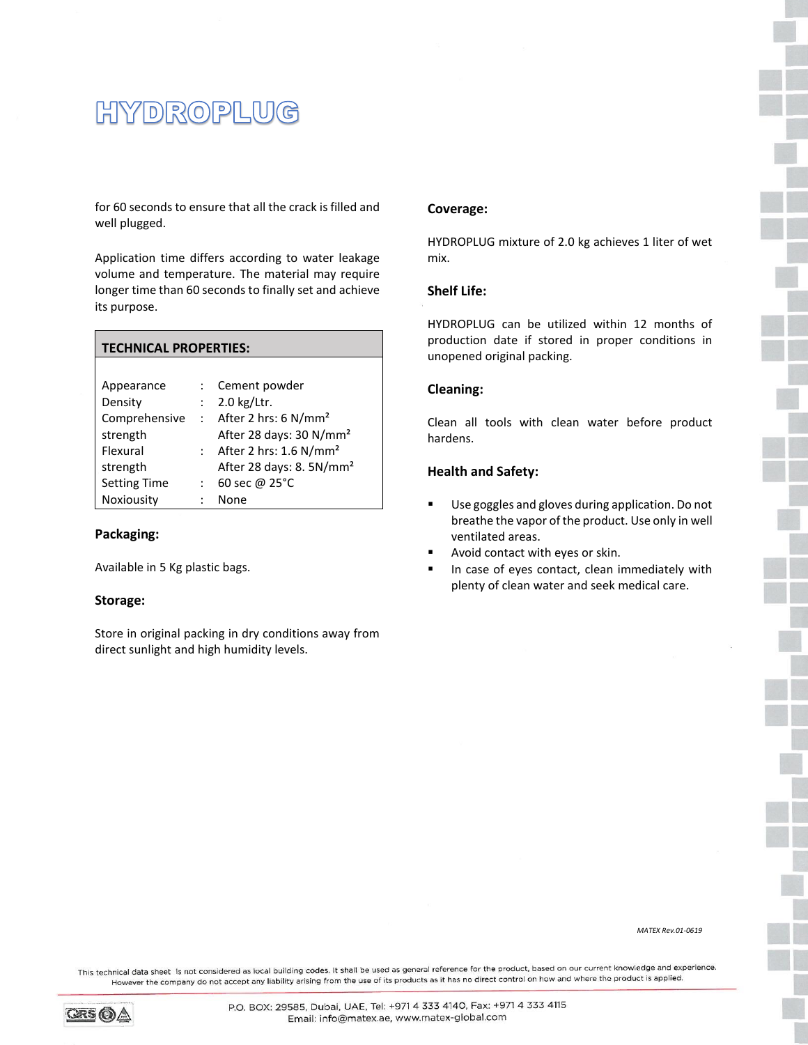# HYDROPLUG

for 60 seconds to ensure that all the crack is filled and well plugged.

Application time differs according to water leakage volume and temperature. The material may require longer time than 60 seconds to finally set and achieve its purpose.

**TECHNICAL PROPERTIES:**

| | | |
|---|---|---|
| Appearance | : | Cement powder |
| Density | : | 2.0 kg/Ltr. |
| Comprehensive strength | : | After 2 hrs: 6 N/mm² <br> After 28 days: 30 N/mm² |
| Flexural strength | : | After 2 hrs: 1.6 N/mm² <br> After 28 days: 8. 5N/mm² |
| Setting Time | : | 60 sec @ 25°C |
| Noxiousity | : | None |

### Packaging:

Available in 5 Kg plastic bags.

### Storage:

Store in original packing in dry conditions away from direct sunlight and high humidity levels.

### Coverage:

HYDROPLUG mixture of 2.0 kg achieves 1 liter of wet mix.

### Shelf Life:

HYDROPLUG can be utilized within 12 months of production date if stored in proper conditions in unopened original packing.

### Cleaning:

Clean all tools with clean water before product hardens.

### Health and Safety:

- Use goggles and gloves during application. Do not breathe the vapor of the product. Use only in well ventilated areas.
- Avoid contact with eyes or skin.
- In case of eyes contact, clean immediately with plenty of clean water and seek medical care.

*MATEX Rev.01-0619*

This technical data sheet is not considered as local building codes. It shall be used as general reference for the product, based on our current knowledge and experience. However the company do not accept any liability arising from the use of its products as it has no direct control on how and where the product is applied.

P.O. BOX: 29585, Dubai, UAE, Tel: +971 4 333 4140, Fax: +971 4 333 4115
Email: info@matex.ae, www.matex-global.com